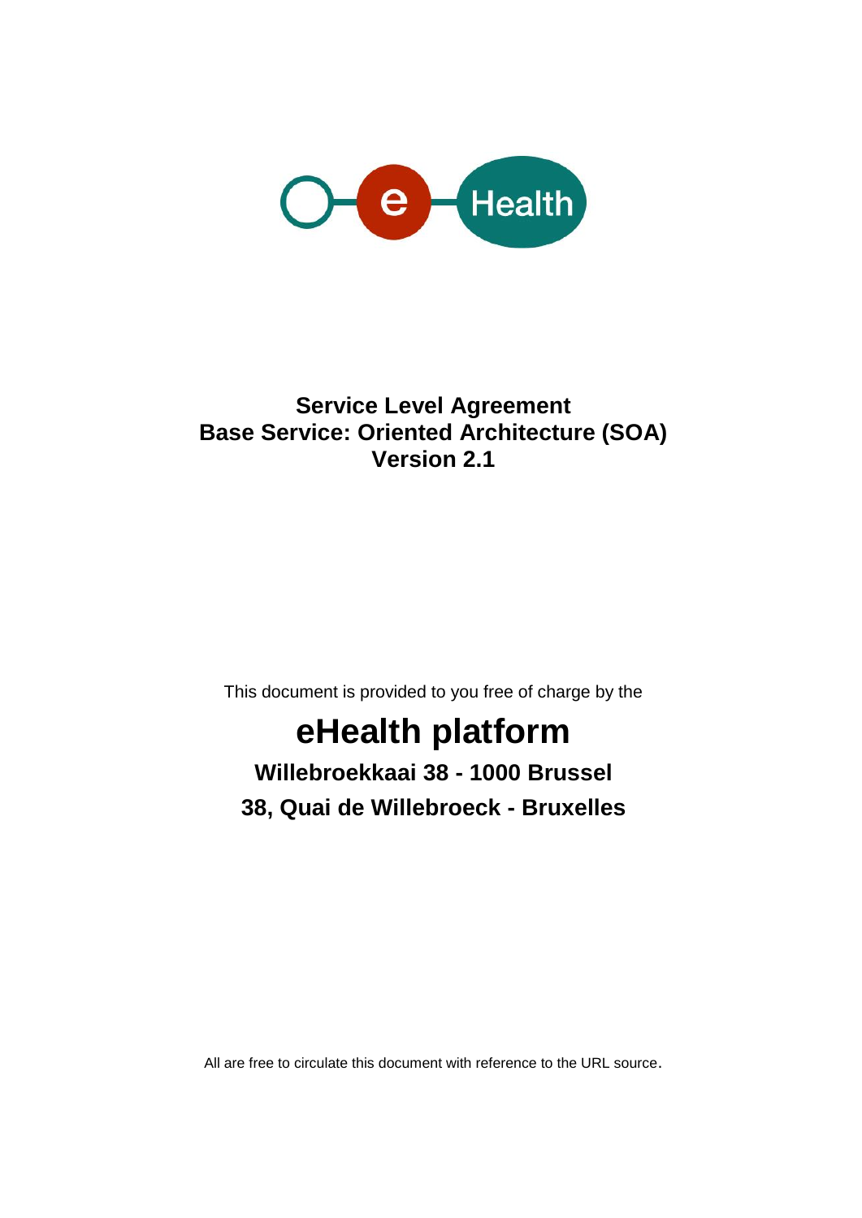# Service Level Agreement
# Base Service: Oriented Architecture (SOA)
# Version 2.1

This document is provided to you free of charge by the

## eHealth platform

**Willebroekkaai 38 - 1000 Brussel**

**38, Quai de Willebroeck - Bruxelles**

All are free to circulate this document with reference to the URL source.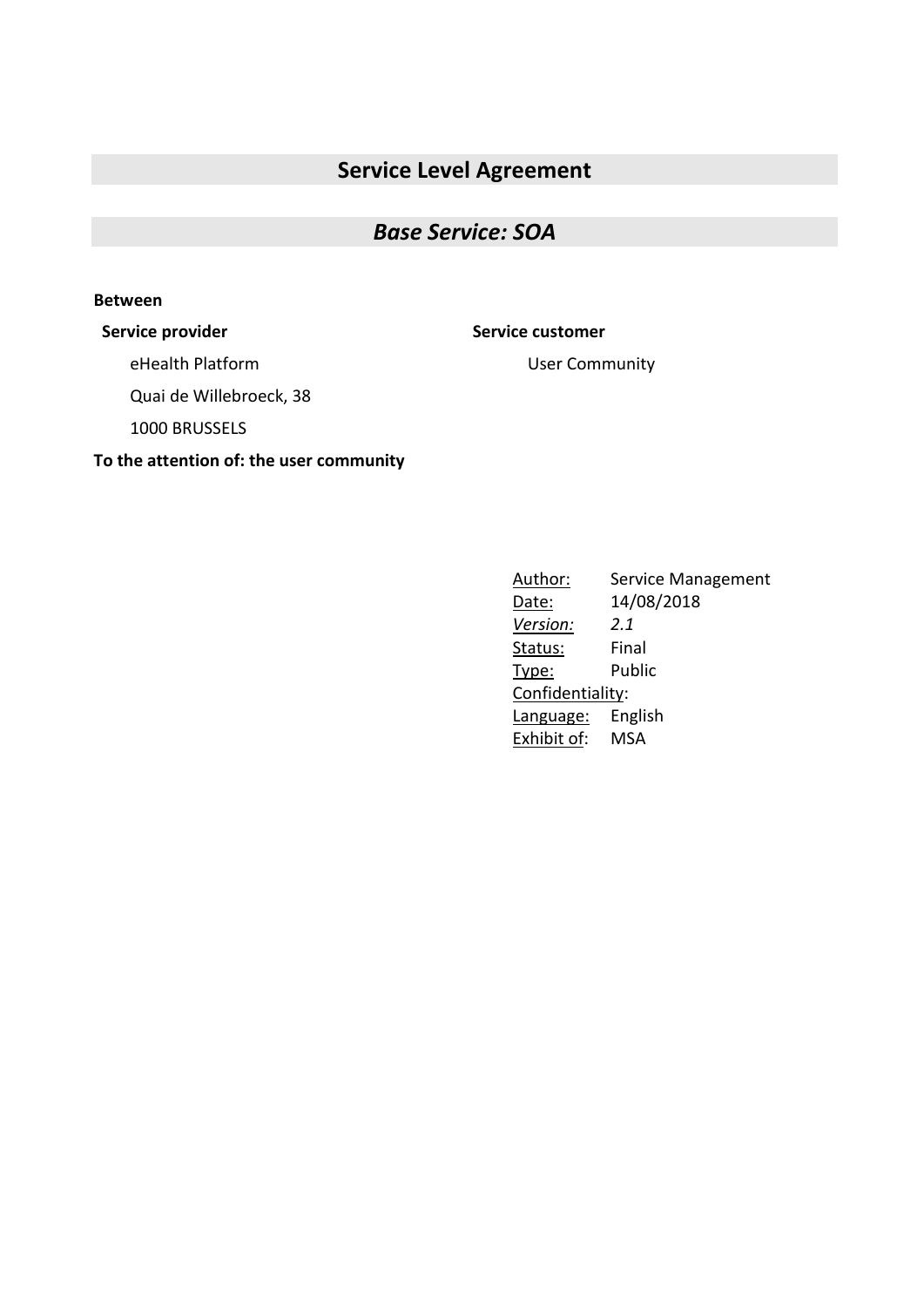# Service Level Agreement

## *Base Service: SOA*

**Between**

**Service provider**

eHealth Platform

Quai de Willebroeck, 38

1000 BRUSSELS

**Service customer**

User Community

**To the attention of: the user community**

| | |
|---|---|
| Author: | Service Management |
| Date: | 14/08/2018 |
| *Version:* | *2.1* |
| Status: | Final |
| Type: | Public |
| Confidentiality: | |
| Language: | English |
| Exhibit of: | MSA |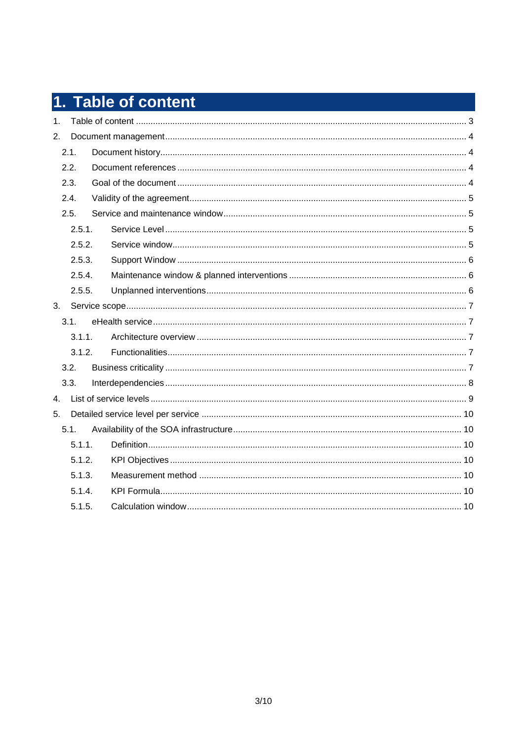# 1. Table of content

1. Table of content ..... 3
2. Document management ..... 4
   - 2.1. Document history ..... 4
   - 2.2. Document references ..... 4
   - 2.3. Goal of the document ..... 4
   - 2.4. Validity of the agreement ..... 5
   - 2.5. Service and maintenance window ..... 5
     - 2.5.1. Service Level ..... 5
     - 2.5.2. Service window ..... 5
     - 2.5.3. Support Window ..... 6
     - 2.5.4. Maintenance window & planned interventions ..... 6
     - 2.5.5. Unplanned interventions ..... 6
3. Service scope ..... 7
   - 3.1. eHealth service ..... 7
     - 3.1.1. Architecture overview ..... 7
     - 3.1.2. Functionalities ..... 7
   - 3.2. Business criticality ..... 7
   - 3.3. Interdependencies ..... 8
4. List of service levels ..... 9
5. Detailed service level per service ..... 10
   - 5.1. Availability of the SOA infrastructure ..... 10
     - 5.1.1. Definition ..... 10
     - 5.1.2. KPI Objectives ..... 10
     - 5.1.3. Measurement method ..... 10
     - 5.1.4. KPI Formula ..... 10
     - 5.1.5. Calculation window ..... 10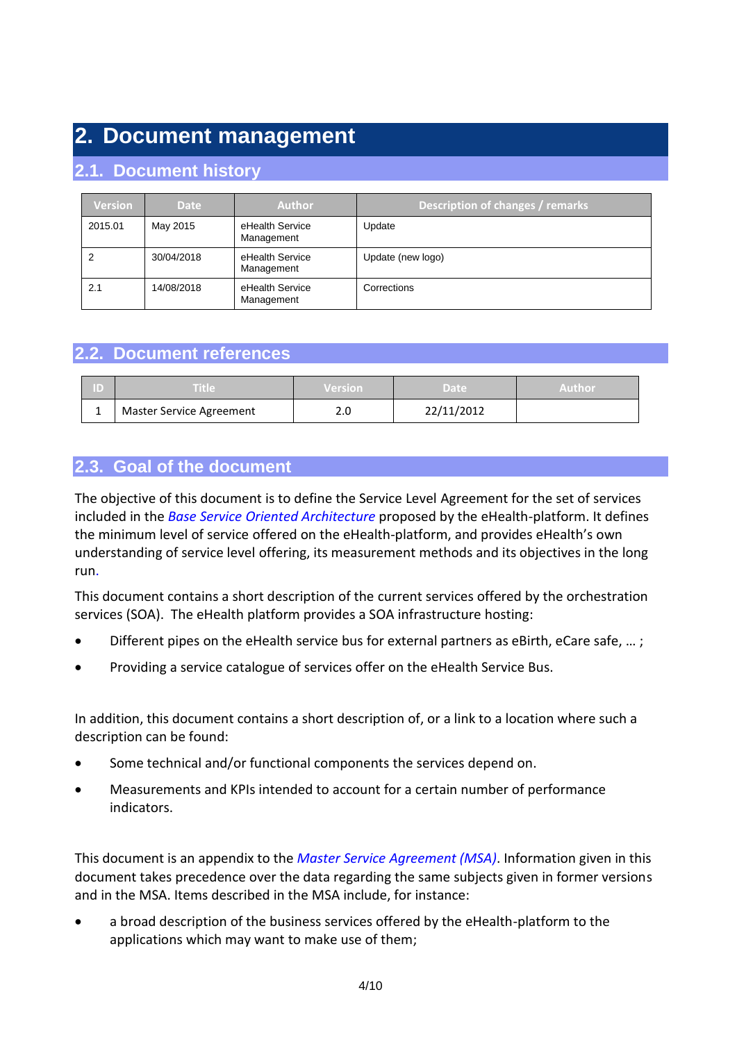# 2. Document management

## 2.1. Document history

| Version | Date | Author | Description of changes / remarks |
| --- | --- | --- | --- |
| 2015.01 | May 2015 | eHealth Service Management | Update |
| 2 | 30/04/2018 | eHealth Service Management | Update (new logo) |
| 2.1 | 14/08/2018 | eHealth Service Management | Corrections |

## 2.2. Document references

| ID | Title | Version | Date | Author |
| --- | --- | --- | --- | --- |
| 1 | Master Service Agreement | 2.0 | 22/11/2012 | |

## 2.3. Goal of the document

The objective of this document is to define the Service Level Agreement for the set of services included in the *Base Service Oriented Architecture* proposed by the eHealth-platform. It defines the minimum level of service offered on the eHealth-platform, and provides eHealth's own understanding of service level offering, its measurement methods and its objectives in the long run.

This document contains a short description of the current services offered by the orchestration services (SOA). The eHealth platform provides a SOA infrastructure hosting:

- Different pipes on the eHealth service bus for external partners as eBirth, eCare safe, … ;
- Providing a service catalogue of services offer on the eHealth Service Bus.

In addition, this document contains a short description of, or a link to a location where such a description can be found:

- Some technical and/or functional components the services depend on.
- Measurements and KPIs intended to account for a certain number of performance indicators.

This document is an appendix to the *Master Service Agreement (MSA)*. Information given in this document takes precedence over the data regarding the same subjects given in former versions and in the MSA. Items described in the MSA include, for instance:

- a broad description of the business services offered by the eHealth-platform to the applications which may want to make use of them;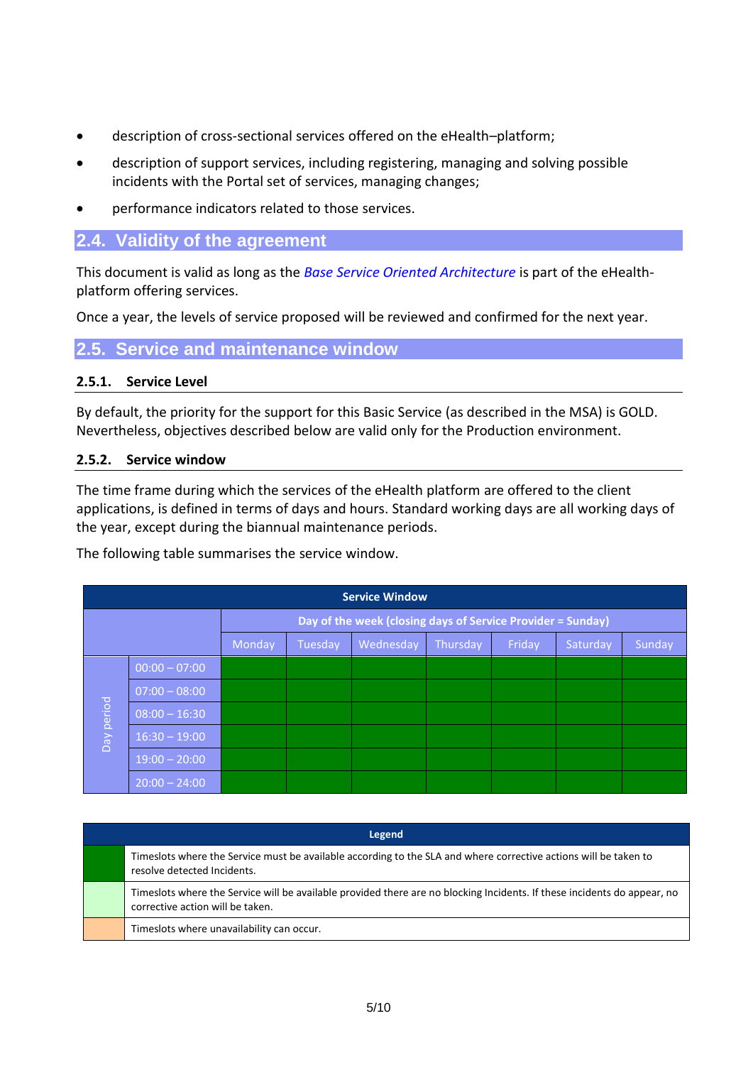- description of cross-sectional services offered on the eHealth–platform;
- description of support services, including registering, managing and solving possible incidents with the Portal set of services, managing changes;
- performance indicators related to those services.

## 2.4. Validity of the agreement

This document is valid as long as the *Base Service Oriented Architecture* is part of the eHealth-platform offering services.

Once a year, the levels of service proposed will be reviewed and confirmed for the next year.

## 2.5. Service and maintenance window

### 2.5.1. Service Level

By default, the priority for the support for this Basic Service (as described in the MSA) is GOLD. Nevertheless, objectives described below are valid only for the Production environment.

### 2.5.2. Service window

The time frame during which the services of the eHealth platform are offered to the client applications, is defined in terms of days and hours. Standard working days are all working days of the year, except during the biannual maintenance periods.

The following table summarises the service window.

| Service Window | | | | | | | | |
|---|---|---|---|---|---|---|---|---|
| | | Day of the week (closing days of Service Provider = Sunday) | | | | | | |
| | | Monday | Tuesday | Wednesday | Thursday | Friday | Saturday | Sunday |
| Day period | 00:00 – 07:00 | Green | Green | Green | Green | Green | Green | Green |
| | 07:00 – 08:00 | Green | Green | Green | Green | Green | Green | Green |
| | 08:00 – 16:30 | Green | Green | Green | Green | Green | Green | Green |
| | 16:30 – 19:00 | Green | Green | Green | Green | Green | Green | Green |
| | 19:00 – 20:00 | Green | Green | Green | Green | Green | Green | Green |
| | 20:00 – 24:00 | Green | Green | Green | Green | Green | Green | Green |

| Legend | |
|---|---|
| Green | Timeslots where the Service must be available according to the SLA and where corrective actions will be taken to resolve detected Incidents. |
| Light green | Timeslots where the Service will be available provided there are no blocking Incidents. If these incidents do appear, no corrective action will be taken. |
| Orange | Timeslots where unavailability can occur. |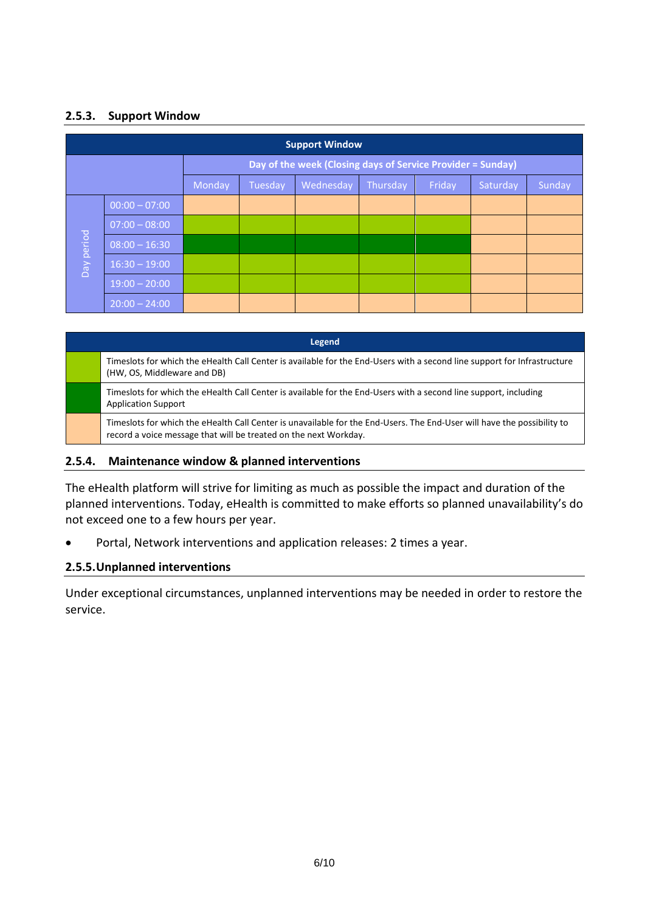### 2.5.3. Support Window

**Support Window**

| | | Day of the week (Closing days of Service Provider = Sunday) | | | | | | |
|---|---|---|---|---|---|---|---|---|
| | | Monday | Tuesday | Wednesday | Thursday | Friday | Saturday | Sunday |
| Day period | 00:00 – 07:00 | Orange | Orange | Orange | Orange | Orange | Orange | Orange |
| | 07:00 – 08:00 | Light green | Light green | Light green | Light green | Light green | Orange | Orange |
| | 08:00 – 16:30 | Dark green | Dark green | Dark green | Dark green | Dark green | Orange | Orange |
| | 16:30 – 19:00 | Light green | Light green | Light green | Light green | Light green | Orange | Orange |
| | 19:00 – 20:00 | Light green | Light green | Light green | Light green | Light green | Orange | Orange |
| | 20:00 – 24:00 | Orange | Orange | Orange | Orange | Orange | Orange | Orange |

**Legend**

| Colour | Description |
|---|---|
| Light green | Timeslots for which the eHealth Call Center is available for the End-Users with a second line support for Infrastructure (HW, OS, Middleware and DB) |
| Dark green | Timeslots for which the eHealth Call Center is available for the End-Users with a second line support, including Application Support |
| Orange | Timeslots for which the eHealth Call Center is unavailable for the End-Users. The End-User will have the possibility to record a voice message that will be treated on the next Workday. |

### 2.5.4. Maintenance window & planned interventions

The eHealth platform will strive for limiting as much as possible the impact and duration of the planned interventions. Today, eHealth is committed to make efforts so planned unavailability's do not exceed one to a few hours per year.

- Portal, Network interventions and application releases: 2 times a year.

### 2.5.5. Unplanned interventions

Under exceptional circumstances, unplanned interventions may be needed in order to restore the service.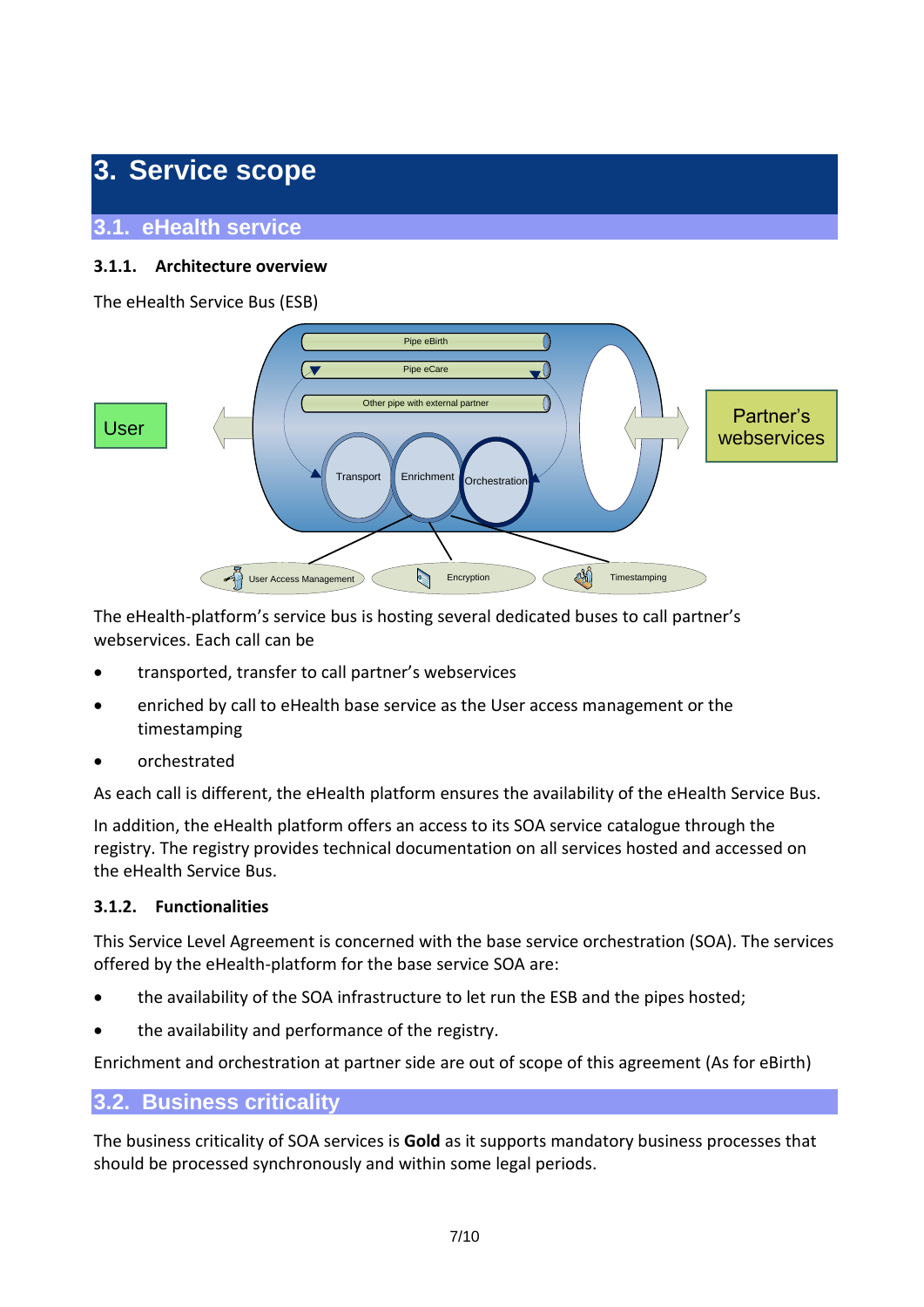# 3. Service scope

## 3.1. eHealth service

### 3.1.1. Architecture overview

The eHealth Service Bus (ESB)

The eHealth-platform's service bus is hosting several dedicated buses to call partner's webservices. Each call can be

- transported, transfer to call partner's webservices
- enriched by call to eHealth base service as the User access management or the timestamping
- orchestrated

As each call is different, the eHealth platform ensures the availability of the eHealth Service Bus.

In addition, the eHealth platform offers an access to its SOA service catalogue through the registry. The registry provides technical documentation on all services hosted and accessed on the eHealth Service Bus.

### 3.1.2. Functionalities

This Service Level Agreement is concerned with the base service orchestration (SOA). The services offered by the eHealth-platform for the base service SOA are:

- the availability of the SOA infrastructure to let run the ESB and the pipes hosted;
- the availability and performance of the registry.

Enrichment and orchestration at partner side are out of scope of this agreement (As for eBirth)

## 3.2. Business criticality

The business criticality of SOA services is **Gold** as it supports mandatory business processes that should be processed synchronously and within some legal periods.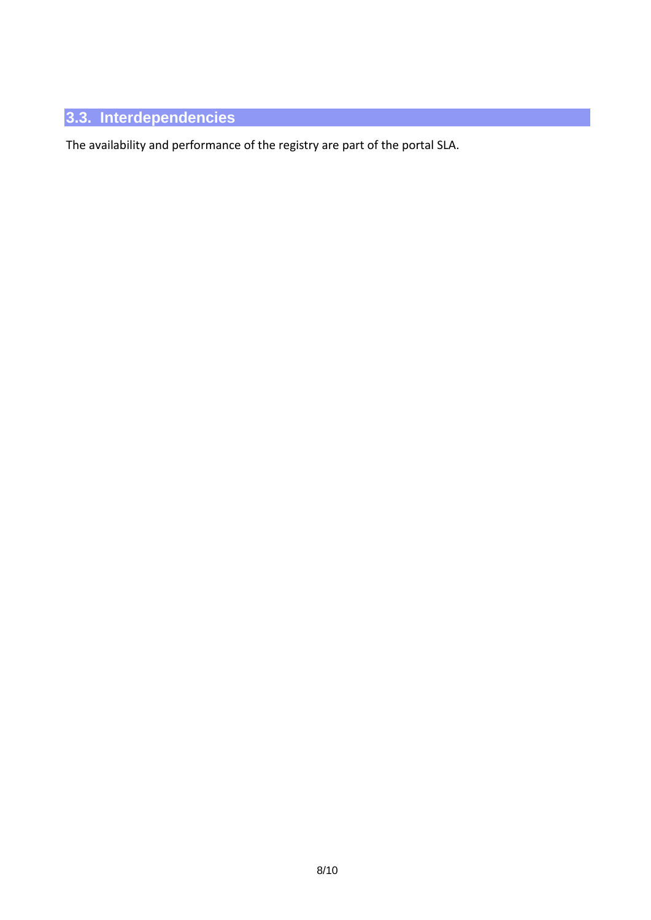## 3.3. Interdependencies

The availability and performance of the registry are part of the portal SLA.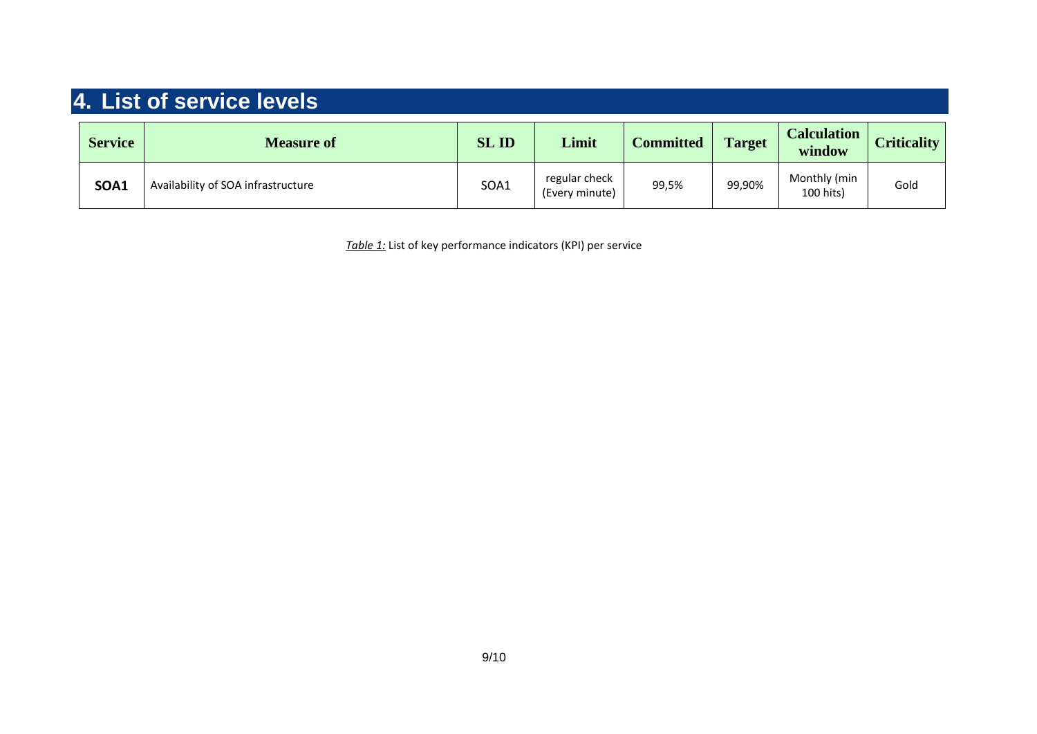# 4. List of service levels

| Service | Measure of | SL ID | Limit | Committed | Target | Calculation window | Criticality |
|---|---|---|---|---|---|---|---|
| **SOA1** | Availability of SOA infrastructure | SOA1 | regular check (Every minute) | 99,5% | 99,90% | Monthly (min 100 hits) | Gold |

*Table 1:* List of key performance indicators (KPI) per service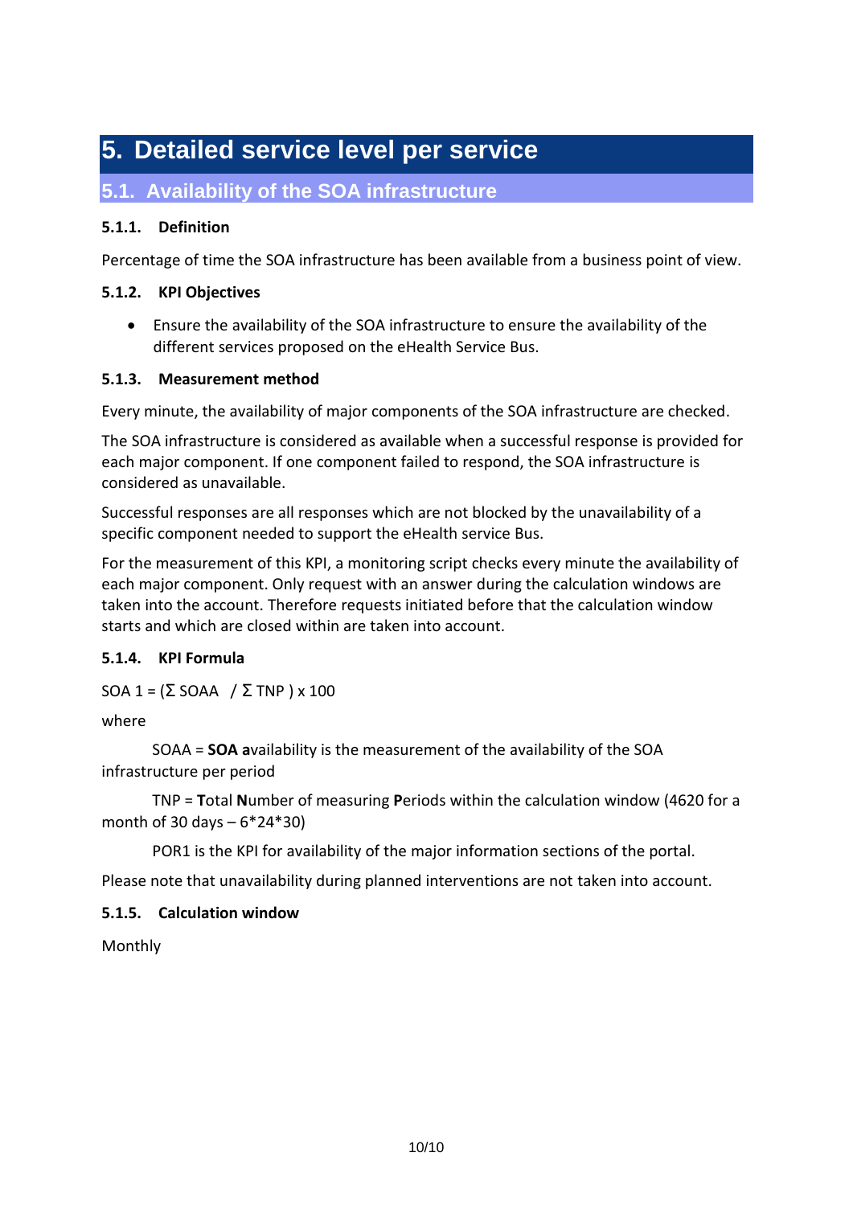#  5. Detailed service level per service

## 5.1. Availability of the SOA infrastructure

### 5.1.1. Definition

Percentage of time the SOA infrastructure has been available from a business point of view.

### 5.1.2. KPI Objectives

- Ensure the availability of the SOA infrastructure to ensure the availability of the different services proposed on the eHealth Service Bus.

### 5.1.3. Measurement method

Every minute, the availability of major components of the SOA infrastructure are checked.

The SOA infrastructure is considered as available when a successful response is provided for each major component. If one component failed to respond, the SOA infrastructure is considered as unavailable.

Successful responses are all responses which are not blocked by the unavailability of a specific component needed to support the eHealth service Bus.

For the measurement of this KPI, a monitoring script checks every minute the availability of each major component. Only request with an answer during the calculation windows are taken into the account. Therefore requests initiated before that the calculation window starts and which are closed within are taken into account.

### 5.1.4. KPI Formula

SOA 1 = ($\Sigma$ SOAA / $\Sigma$ TNP ) x 100

where

SOAA = **SOA a**vailability is the measurement of the availability of the SOA infrastructure per period

TNP = **T**otal **N**umber of measuring **P**eriods within the calculation window (4620 for a month of 30 days – 6*24*30)

POR1 is the KPI for availability of the major information sections of the portal.

Please note that unavailability during planned interventions are not taken into account.

### 5.1.5. Calculation window

Monthly